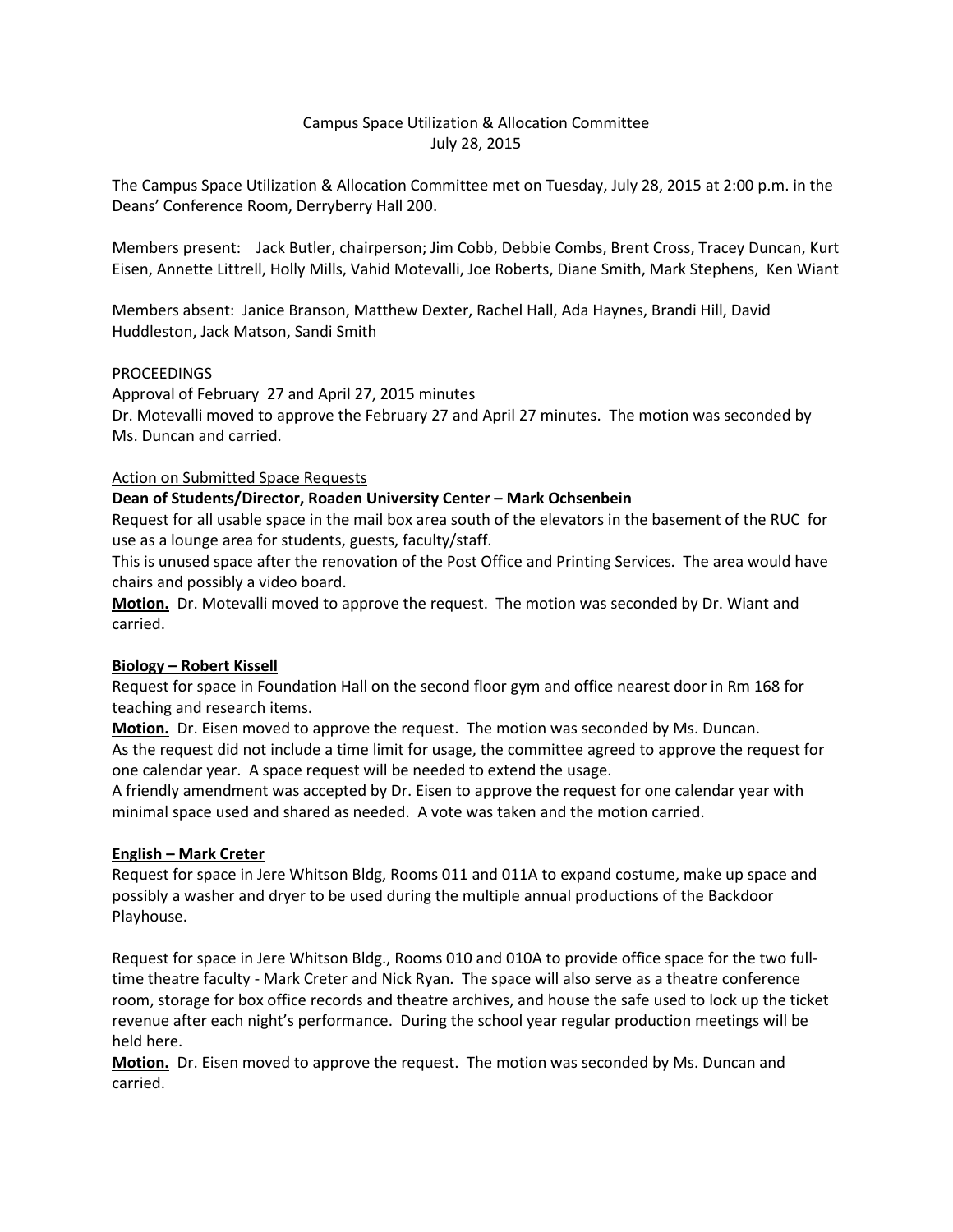# Campus Space Utilization & Allocation Committee
## July 28, 2015

The Campus Space Utilization & Allocation Committee met on Tuesday, July 28, 2015 at 2:00 p.m. in the Deans' Conference Room, Derryberry Hall 200.

Members present: Jack Butler, chairperson; Jim Cobb, Debbie Combs, Brent Cross, Tracey Duncan, Kurt Eisen, Annette Littrell, Holly Mills, Vahid Motevalli, Joe Roberts, Diane Smith, Mark Stephens, Ken Wiant

Members absent: Janice Branson, Matthew Dexter, Rachel Hall, Ada Haynes, Brandi Hill, David Huddleston, Jack Matson, Sandi Smith

PROCEEDINGS

Approval of February 27 and April 27, 2015 minutes

Dr. Motevalli moved to approve the February 27 and April 27 minutes. The motion was seconded by Ms. Duncan and carried.

Action on Submitted Space Requests

**Dean of Students/Director, Roaden University Center – Mark Ochsenbein**

Request for all usable space in the mail box area south of the elevators in the basement of the RUC for use as a lounge area for students, guests, faculty/staff.

This is unused space after the renovation of the Post Office and Printing Services. The area would have chairs and possibly a video board.

**Motion.** Dr. Motevalli moved to approve the request. The motion was seconded by Dr. Wiant and carried.

**Biology – Robert Kissell**

Request for space in Foundation Hall on the second floor gym and office nearest door in Rm 168 for teaching and research items.

**Motion.** Dr. Eisen moved to approve the request. The motion was seconded by Ms. Duncan.

As the request did not include a time limit for usage, the committee agreed to approve the request for one calendar year. A space request will be needed to extend the usage.

A friendly amendment was accepted by Dr. Eisen to approve the request for one calendar year with minimal space used and shared as needed. A vote was taken and the motion carried.

**English – Mark Creter**

Request for space in Jere Whitson Bldg, Rooms 011 and 011A to expand costume, make up space and possibly a washer and dryer to be used during the multiple annual productions of the Backdoor Playhouse.

Request for space in Jere Whitson Bldg., Rooms 010 and 010A to provide office space for the two full-time theatre faculty - Mark Creter and Nick Ryan. The space will also serve as a theatre conference room, storage for box office records and theatre archives, and house the safe used to lock up the ticket revenue after each night's performance. During the school year regular production meetings will be held here.

**Motion.** Dr. Eisen moved to approve the request. The motion was seconded by Ms. Duncan and carried.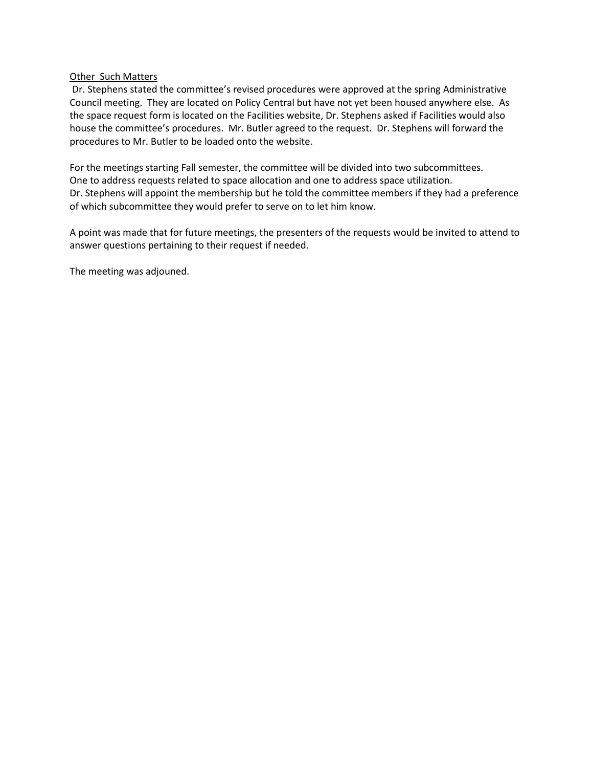<u>Other Such Matters</u>

Dr. Stephens stated the committee's revised procedures were approved at the spring Administrative Council meeting. They are located on Policy Central but have not yet been housed anywhere else. As the space request form is located on the Facilities website, Dr. Stephens asked if Facilities would also house the committee's procedures. Mr. Butler agreed to the request. Dr. Stephens will forward the procedures to Mr. Butler to be loaded onto the website.

For the meetings starting Fall semester, the committee will be divided into two subcommittees. One to address requests related to space allocation and one to address space utilization. Dr. Stephens will appoint the membership but he told the committee members if they had a preference of which subcommittee they would prefer to serve on to let him know.

A point was made that for future meetings, the presenters of the requests would be invited to attend to answer questions pertaining to their request if needed.

The meeting was adjouned.